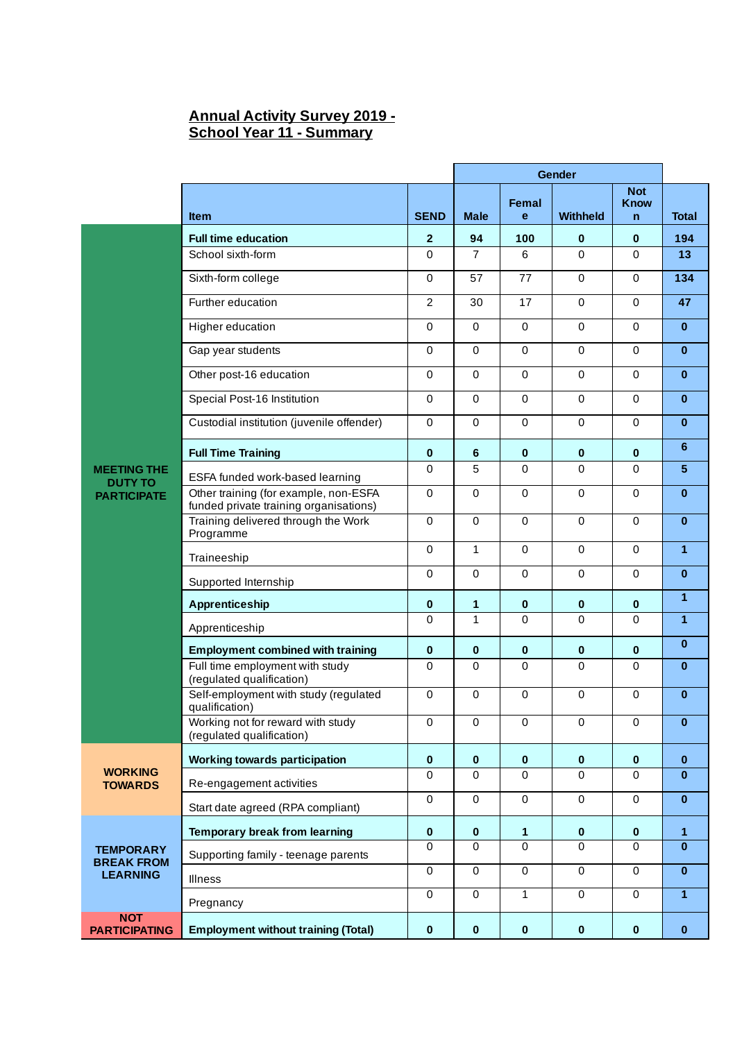## Annual Activity Survey 2019 - School Year 11 - Summary

| | Item | SEND | Gender | | | | Total |
|---|---|---|---|---|---|---|---|
| | | | Male | Female | Withheld | Not Known | |
| MEETING THE DUTY TO PARTICIPATE | **Full time education** | **2** | **94** | **100** | **0** | **0** | **194** |
| | School sixth-form | 0 | 7 | 6 | 0 | 0 | **13** |
| | Sixth-form college | 0 | 57 | 77 | 0 | 0 | **134** |
| | Further education | 2 | 30 | 17 | 0 | 0 | **47** |
| | Higher education | 0 | 0 | 0 | 0 | 0 | **0** |
| | Gap year students | 0 | 0 | 0 | 0 | 0 | **0** |
| | Other post-16 education | 0 | 0 | 0 | 0 | 0 | **0** |
| | Special Post-16 Institution | 0 | 0 | 0 | 0 | 0 | **0** |
| | Custodial institution (juvenile offender) | 0 | 0 | 0 | 0 | 0 | **0** |
| | **Full Time Training** | **0** | **6** | **0** | **0** | **0** | **6** |
| | ESFA funded work-based learning | 0 | 5 | 0 | 0 | 0 | **5** |
| | Other training (for example, non-ESFA funded private training organisations) | 0 | 0 | 0 | 0 | 0 | **0** |
| | Training delivered through the Work Programme | 0 | 0 | 0 | 0 | 0 | **0** |
| | Traineeship | 0 | 1 | 0 | 0 | 0 | **1** |
| | Supported Internship | 0 | 0 | 0 | 0 | 0 | **0** |
| | **Apprenticeship** | **0** | **1** | **0** | **0** | **0** | **1** |
| | Apprenticeship | 0 | 1 | 0 | 0 | 0 | **1** |
| | **Employment combined with training** | **0** | **0** | **0** | **0** | **0** | **0** |
| | Full time employment with study (regulated qualification) | 0 | 0 | 0 | 0 | 0 | **0** |
| | Self-employment with study (regulated qualification) | 0 | 0 | 0 | 0 | 0 | **0** |
| | Working not for reward with study (regulated qualification) | 0 | 0 | 0 | 0 | 0 | **0** |
| WORKING TOWARDS | **Working towards participation** | **0** | **0** | **0** | **0** | **0** | **0** |
| | Re-engagement activities | 0 | 0 | 0 | 0 | 0 | **0** |
| | Start date agreed (RPA compliant) | 0 | 0 | 0 | 0 | 0 | **0** |
| TEMPORARY BREAK FROM LEARNING | **Temporary break from learning** | **0** | **0** | **1** | **0** | **0** | **1** |
| | Supporting family - teenage parents | 0 | 0 | 0 | 0 | 0 | **0** |
| | Illness | 0 | 0 | 0 | 0 | 0 | **0** |
| | Pregnancy | 0 | 0 | 1 | 0 | 0 | **1** |
| NOT PARTICIPATING | **Employment without training (Total)** | **0** | **0** | **0** | **0** | **0** | **0** |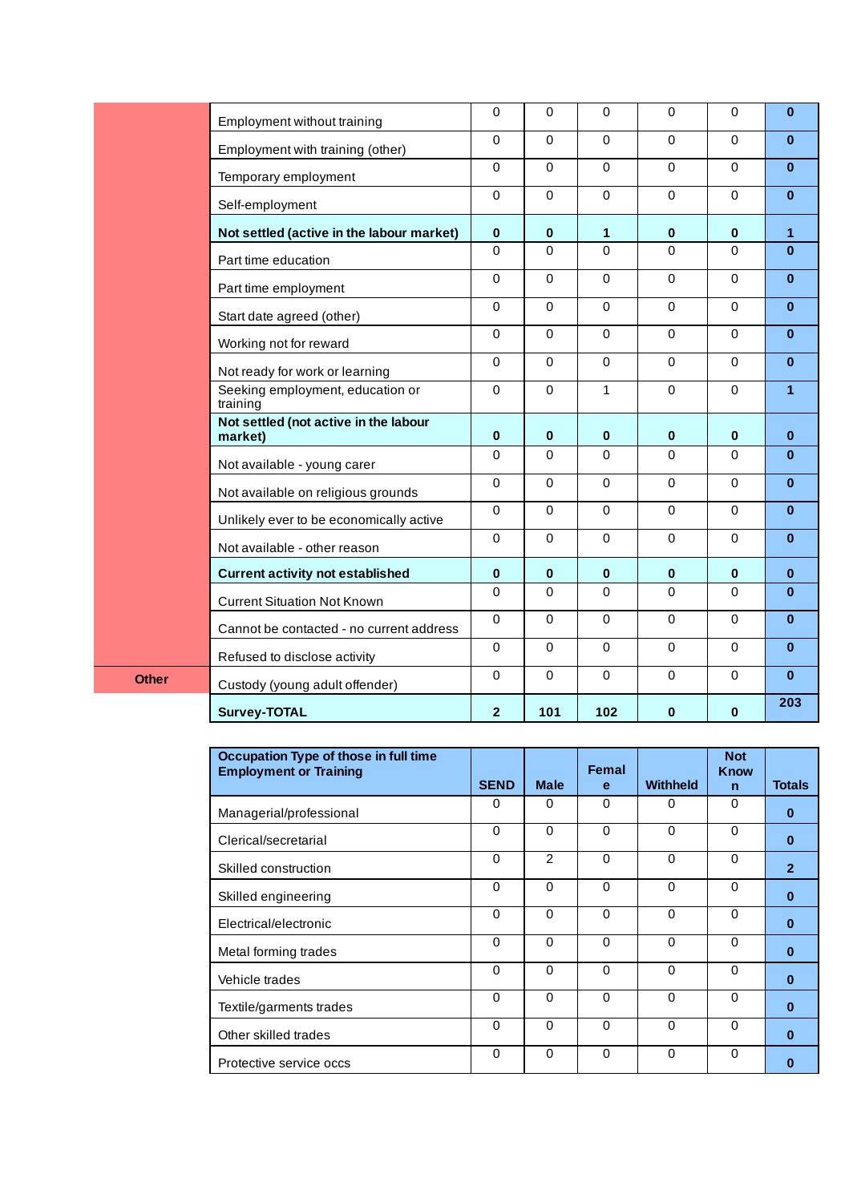| | | | | | | | |
|---|---|---|---|---|---|---|---|
| | Employment without training | 0 | 0 | 0 | 0 | 0 | **0** |
| | Employment with training (other) | 0 | 0 | 0 | 0 | 0 | **0** |
| | Temporary employment | 0 | 0 | 0 | 0 | 0 | **0** |
| | Self-employment | 0 | 0 | 0 | 0 | 0 | **0** |
| | **Not settled (active in the labour market)** | **0** | **0** | **1** | **0** | **0** | **1** |
| | Part time education | 0 | 0 | 0 | 0 | 0 | **0** |
| | Part time employment | 0 | 0 | 0 | 0 | 0 | **0** |
| | Start date agreed (other) | 0 | 0 | 0 | 0 | 0 | **0** |
| | Working not for reward | 0 | 0 | 0 | 0 | 0 | **0** |
| | Not ready for work or learning | 0 | 0 | 0 | 0 | 0 | **0** |
| | Seeking employment, education or training | 0 | 0 | 1 | 0 | 0 | **1** |
| | **Not settled (not active in the labour market)** | **0** | **0** | **0** | **0** | **0** | **0** |
| | Not available - young carer | 0 | 0 | 0 | 0 | 0 | **0** |
| | Not available on religious grounds | 0 | 0 | 0 | 0 | 0 | **0** |
| | Unlikely ever to be economically active | 0 | 0 | 0 | 0 | 0 | **0** |
| | Not available - other reason | 0 | 0 | 0 | 0 | 0 | **0** |
| | **Current activity not established** | **0** | **0** | **0** | **0** | **0** | **0** |
| | Current Situation Not Known | 0 | 0 | 0 | 0 | 0 | **0** |
| | Cannot be contacted - no current address | 0 | 0 | 0 | 0 | 0 | **0** |
| | Refused to disclose activity | 0 | 0 | 0 | 0 | 0 | **0** |
| **Other** | Custody (young adult offender) | 0 | 0 | 0 | 0 | 0 | **0** |
| | **Survey-TOTAL** | **2** | **101** | **102** | **0** | **0** | **203** |

| **Occupation Type of those in full time Employment or Training** | **SEND** | **Male** | **Female** | **Withheld** | **Not Known** | **Totals** |
|---|---|---|---|---|---|---|
| Managerial/professional | 0 | 0 | 0 | 0 | 0 | **0** |
| Clerical/secretarial | 0 | 0 | 0 | 0 | 0 | **0** |
| Skilled construction | 0 | 2 | 0 | 0 | 0 | **2** |
| Skilled engineering | 0 | 0 | 0 | 0 | 0 | **0** |
| Electrical/electronic | 0 | 0 | 0 | 0 | 0 | **0** |
| Metal forming trades | 0 | 0 | 0 | 0 | 0 | **0** |
| Vehicle trades | 0 | 0 | 0 | 0 | 0 | **0** |
| Textile/garments trades | 0 | 0 | 0 | 0 | 0 | **0** |
| Other skilled trades | 0 | 0 | 0 | 0 | 0 | **0** |
| Protective service occs | 0 | 0 | 0 | 0 | 0 | **0** |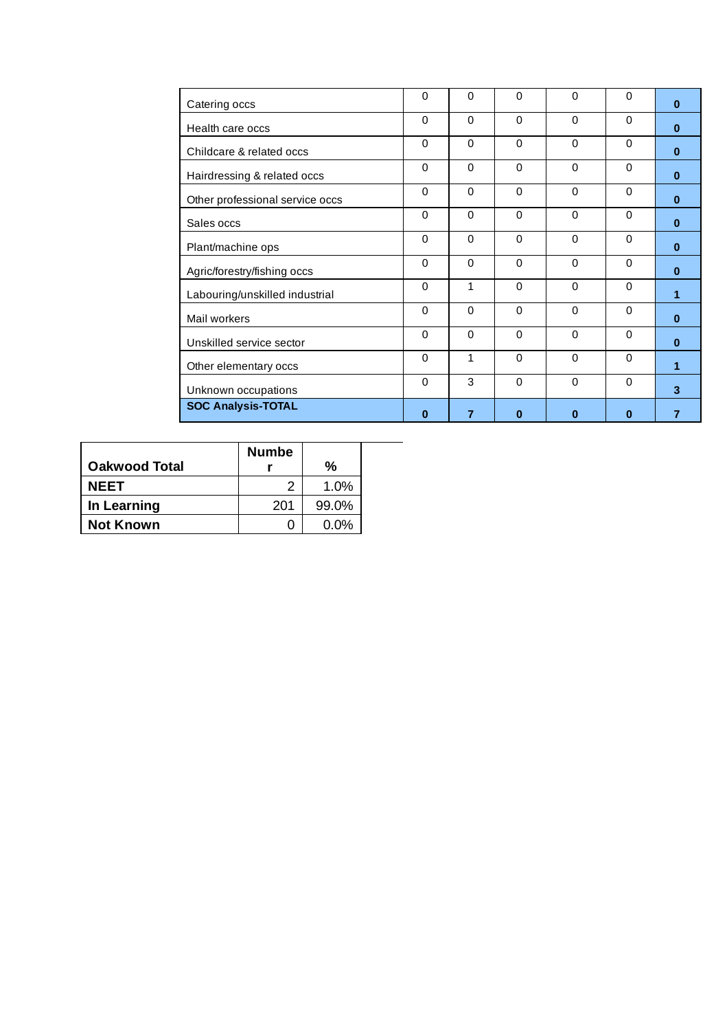| | | | | | | |
|---|---|---|---|---|---|---|
| Catering occs | 0 | 0 | 0 | 0 | 0 | **0** |
| Health care occs | 0 | 0 | 0 | 0 | 0 | **0** |
| Childcare & related occs | 0 | 0 | 0 | 0 | 0 | **0** |
| Hairdressing & related occs | 0 | 0 | 0 | 0 | 0 | **0** |
| Other professional service occs | 0 | 0 | 0 | 0 | 0 | **0** |
| Sales occs | 0 | 0 | 0 | 0 | 0 | **0** |
| Plant/machine ops | 0 | 0 | 0 | 0 | 0 | **0** |
| Agric/forestry/fishing occs | 0 | 0 | 0 | 0 | 0 | **0** |
| Labouring/unskilled industrial | 0 | 1 | 0 | 0 | 0 | **1** |
| Mail workers | 0 | 0 | 0 | 0 | 0 | **0** |
| Unskilled service sector | 0 | 0 | 0 | 0 | 0 | **0** |
| Other elementary occs | 0 | 1 | 0 | 0 | 0 | **1** |
| Unknown occupations | 0 | 3 | 0 | 0 | 0 | **3** |
| **SOC Analysis-TOTAL** | **0** | **7** | **0** | **0** | **0** | **7** |

| **Oakwood Total** | **Number** | **%** |
|---|---|---|
| **NEET** | 2 | 1.0% |
| **In Learning** | 201 | 99.0% |
| **Not Known** | 0 | 0.0% |